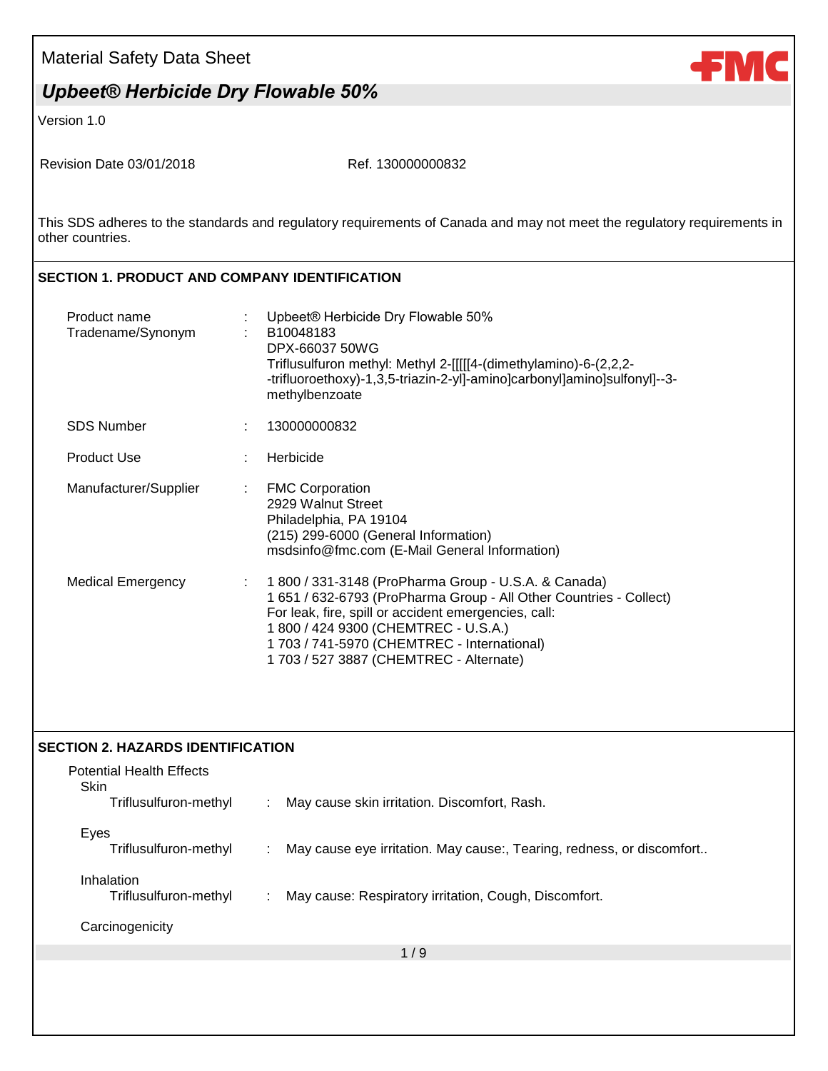Material Safety Data Sheet

# *Upbeet® Herbicide Dry Flowable 50%*

Version 1.0

Revision Date 03/01/2018 Ref. 130000000832

This SDS adheres to the standards and regulatory requirements of Canada and may not meet the regulatory requirements in other countries.

## SECTION 1. PRODUCT AND COMPANY IDENTIFICATION

| | | |
|---|---|---|
| Product name | : | Upbeet® Herbicide Dry Flowable 50% |
| Tradename/Synonym | : | B10048183<br>DPX-66037 50WG<br>Triflusulfuron methyl: Methyl 2-[[[[[4-(dimethylamino)-6-(2,2,2--trifluoroethoxy)-1,3,5-triazin-2-yl]-amino]carbonyl]amino]sulfonyl]--3-methylbenzoate |
| SDS Number | : | 130000000832 |
| Product Use | : | Herbicide |
| Manufacturer/Supplier | : | FMC Corporation<br>2929 Walnut Street<br>Philadelphia, PA 19104<br>(215) 299-6000 (General Information)<br>msdsinfo@fmc.com (E-Mail General Information) |
| Medical Emergency | : | 1 800 / 331-3148 (ProPharma Group - U.S.A. & Canada)<br>1 651 / 632-6793 (ProPharma Group - All Other Countries - Collect)<br>For leak, fire, spill or accident emergencies, call:<br>1 800 / 424 9300 (CHEMTREC - U.S.A.)<br>1 703 / 741-5970 (CHEMTREC - International)<br>1 703 / 527 3887 (CHEMTREC - Alternate) |

## SECTION 2. HAZARDS IDENTIFICATION

Potential Health Effects

Skin

| | | |
|---|---|---|
| Triflusulfuron-methyl | : | May cause skin irritation. Discomfort, Rash. |

Eyes

| | | |
|---|---|---|
| Triflusulfuron-methyl | : | May cause eye irritation. May cause:, Tearing, redness, or discomfort.. |

Inhalation

| | | |
|---|---|---|
| Triflusulfuron-methyl | : | May cause: Respiratory irritation, Cough, Discomfort. |

Carcinogenicity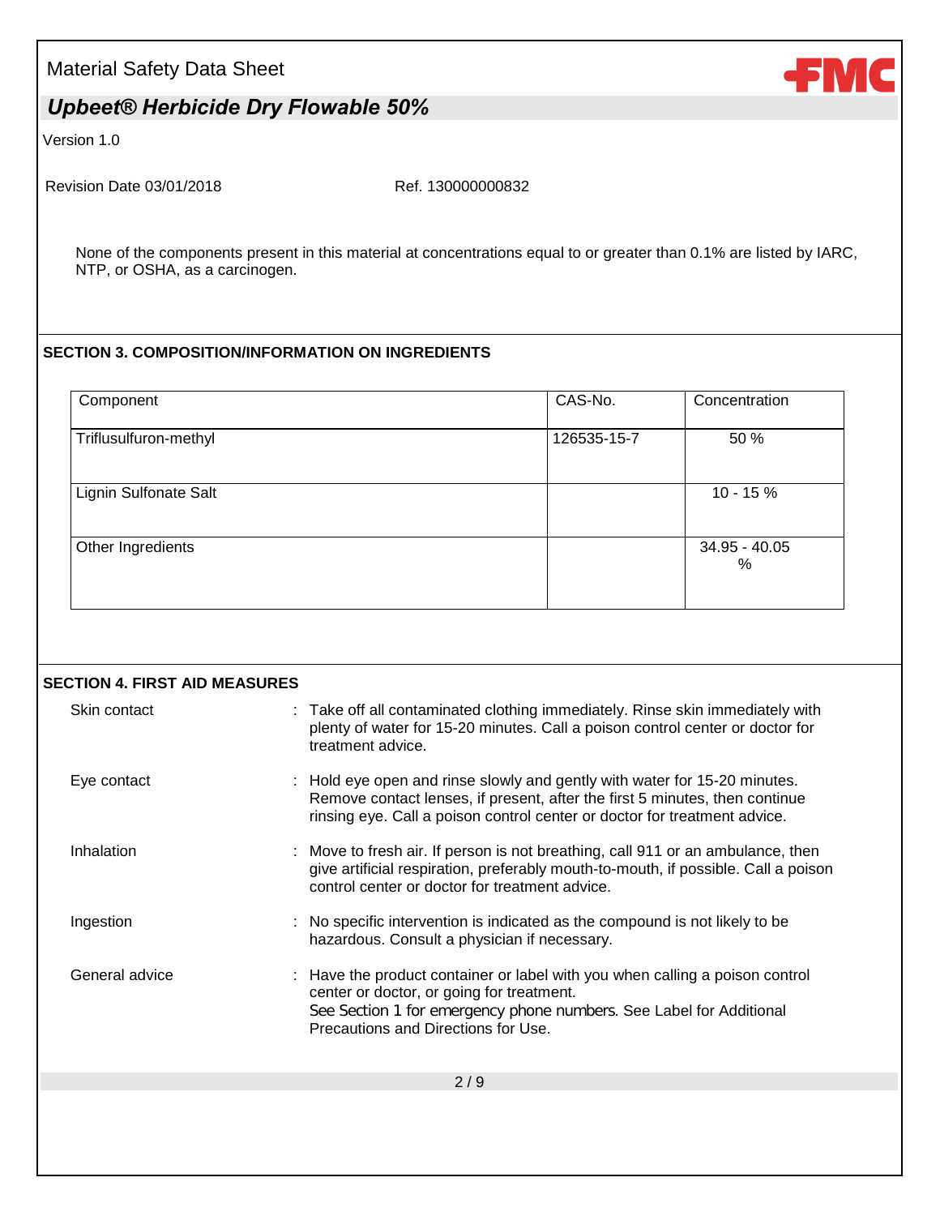None of the components present in this material at concentrations equal to or greater than 0.1% are listed by IARC, NTP, or OSHA, as a carcinogen.

## SECTION 3. COMPOSITION/INFORMATION ON INGREDIENTS

| Component | CAS-No. | Concentration |
|---|---|---|
| Triflusulfuron-methyl | 126535-15-7 | 50 % |
| Lignin Sulfonate Salt | | 10 - 15 % |
| Other Ingredients | | 34.95 - 40.05 % |

## SECTION 4. FIRST AID MEASURES

Skin contact : Take off all contaminated clothing immediately. Rinse skin immediately with plenty of water for 15-20 minutes. Call a poison control center or doctor for treatment advice.

Eye contact : Hold eye open and rinse slowly and gently with water for 15-20 minutes. Remove contact lenses, if present, after the first 5 minutes, then continue rinsing eye. Call a poison control center or doctor for treatment advice.

Inhalation : Move to fresh air. If person is not breathing, call 911 or an ambulance, then give artificial respiration, preferably mouth-to-mouth, if possible. Call a poison control center or doctor for treatment advice.

Ingestion : No specific intervention is indicated as the compound is not likely to be hazardous. Consult a physician if necessary.

General advice : Have the product container or label with you when calling a poison control center or doctor, or going for treatment.
See Section 1 for emergency phone numbers. See Label for Additional Precautions and Directions for Use.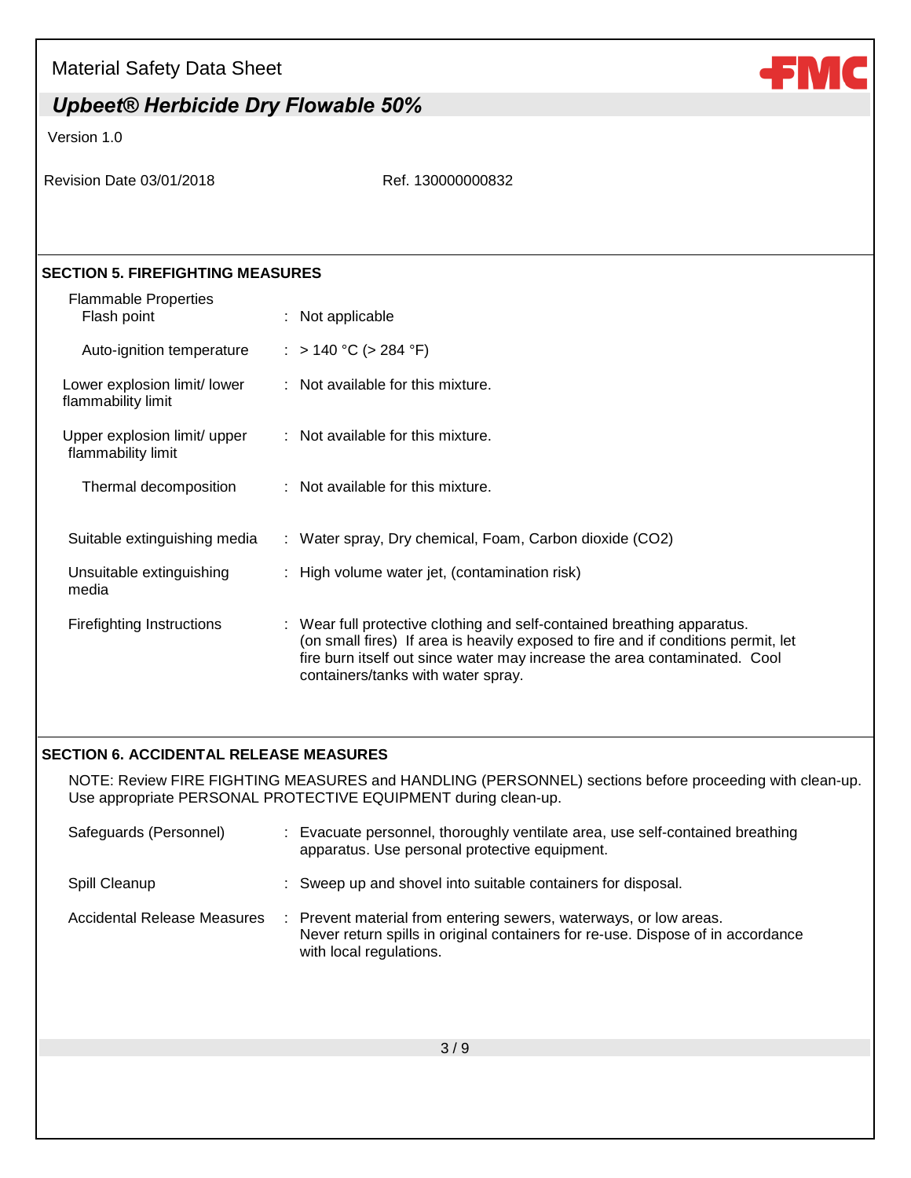## SECTION 5. FIREFIGHTING MEASURES

| | |
|---|---|
| Flammable Properties<br>Flash point | : Not applicable |
| Auto-ignition temperature | : > 140 °C (> 284 °F) |
| Lower explosion limit/ lower flammability limit | : Not available for this mixture. |
| Upper explosion limit/ upper flammability limit | : Not available for this mixture. |
| Thermal decomposition | : Not available for this mixture. |
| Suitable extinguishing media | : Water spray, Dry chemical, Foam, Carbon dioxide ($CO_2$) |
| Unsuitable extinguishing media | : High volume water jet, (contamination risk) |
| Firefighting Instructions | : Wear full protective clothing and self-contained breathing apparatus. (on small fires) If area is heavily exposed to fire and if conditions permit, let fire burn itself out since water may increase the area contaminated. Cool containers/tanks with water spray. |

## SECTION 6. ACCIDENTAL RELEASE MEASURES

NOTE: Review FIRE FIGHTING MEASURES and HANDLING (PERSONNEL) sections before proceeding with clean-up. Use appropriate PERSONAL PROTECTIVE EQUIPMENT during clean-up.

| | |
|---|---|
| Safeguards (Personnel) | : Evacuate personnel, thoroughly ventilate area, use self-contained breathing apparatus. Use personal protective equipment. |
| Spill Cleanup | : Sweep up and shovel into suitable containers for disposal. |
| Accidental Release Measures | : Prevent material from entering sewers, waterways, or low areas. Never return spills in original containers for re-use. Dispose of in accordance with local regulations. |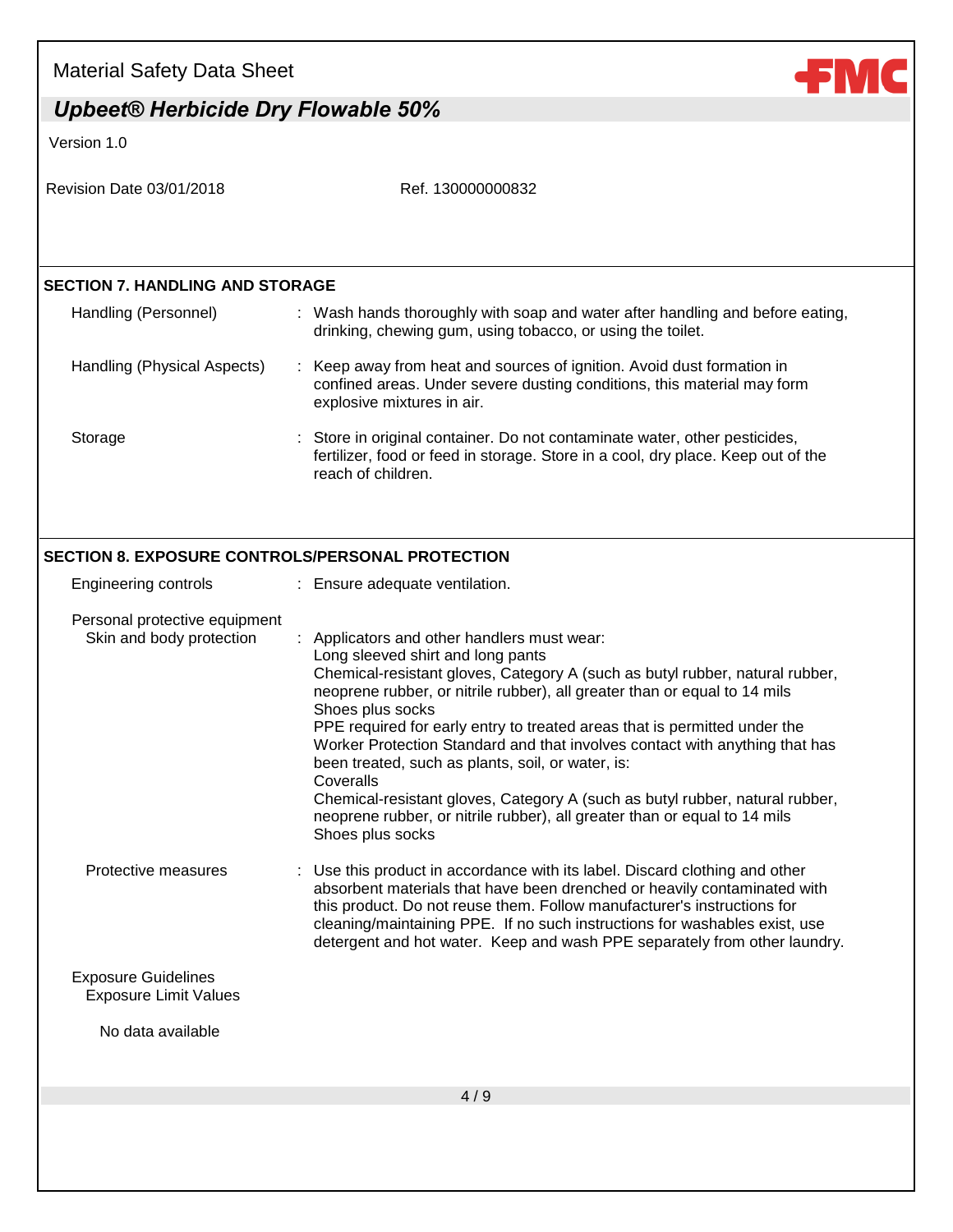## SECTION 7. HANDLING AND STORAGE

| | |
|---|---|
| Handling (Personnel) | : Wash hands thoroughly with soap and water after handling and before eating, drinking, chewing gum, using tobacco, or using the toilet. |
| Handling (Physical Aspects) | : Keep away from heat and sources of ignition. Avoid dust formation in confined areas. Under severe dusting conditions, this material may form explosive mixtures in air. |
| Storage | : Store in original container. Do not contaminate water, other pesticides, fertilizer, food or feed in storage. Store in a cool, dry place. Keep out of the reach of children. |

## SECTION 8. EXPOSURE CONTROLS/PERSONAL PROTECTION

Engineering controls : Ensure adequate ventilation.

Personal protective equipment

Skin and body protection : Applicators and other handlers must wear:
Long sleeved shirt and long pants
Chemical-resistant gloves, Category A (such as butyl rubber, natural rubber, neoprene rubber, or nitrile rubber), all greater than or equal to 14 mils
Shoes plus socks
PPE required for early entry to treated areas that is permitted under the Worker Protection Standard and that involves contact with anything that has been treated, such as plants, soil, or water, is:
Coveralls
Chemical-resistant gloves, Category A (such as butyl rubber, natural rubber, neoprene rubber, or nitrile rubber), all greater than or equal to 14 mils
Shoes plus socks

Protective measures : Use this product in accordance with its label. Discard clothing and other absorbent materials that have been drenched or heavily contaminated with this product. Do not reuse them. Follow manufacturer's instructions for cleaning/maintaining PPE. If no such instructions for washables exist, use detergent and hot water. Keep and wash PPE separately from other laundry.

Exposure Guidelines

Exposure Limit Values

No data available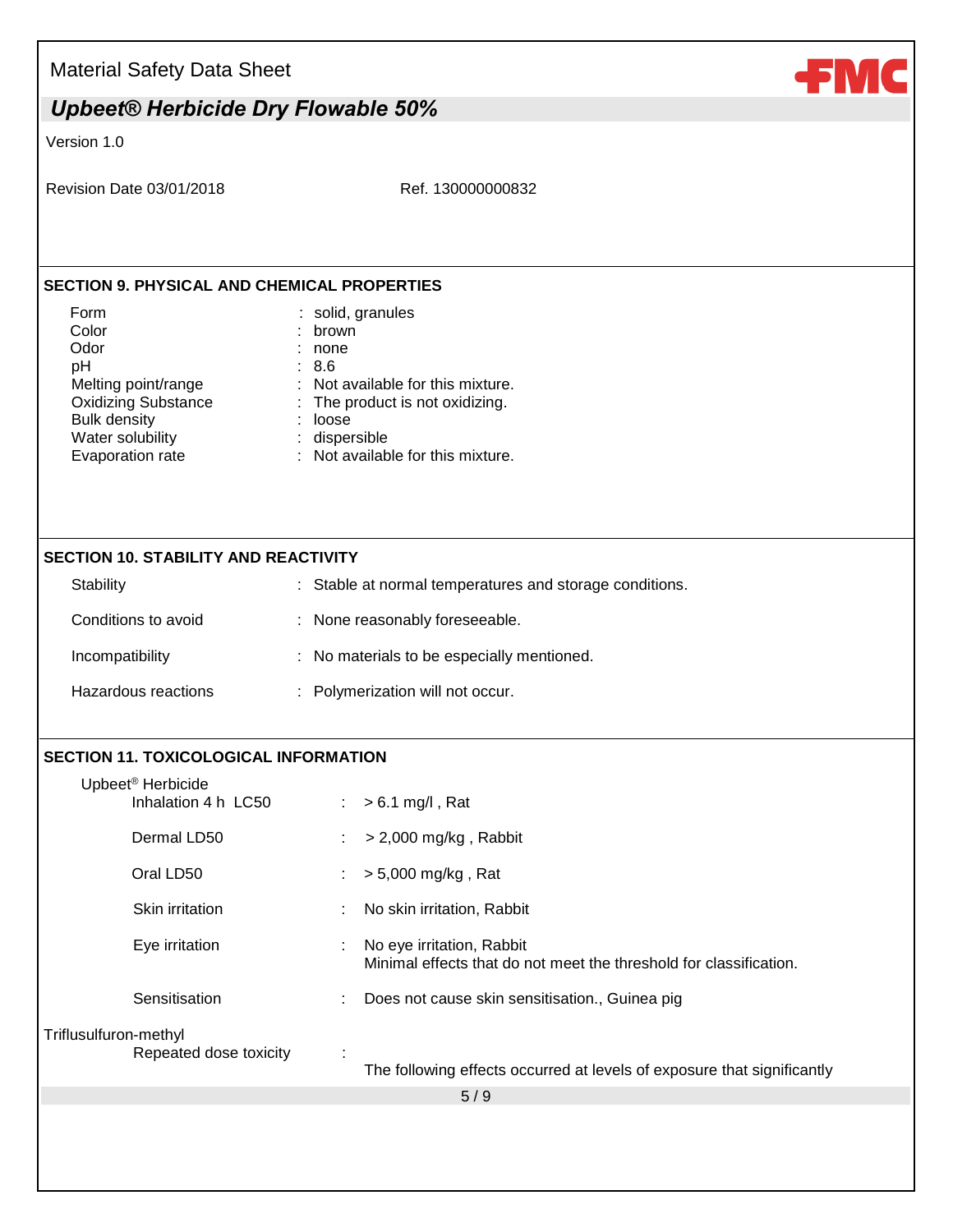## SECTION 9. PHYSICAL AND CHEMICAL PROPERTIES

| | |
|---|---|
| Form | : solid, granules |
| Color | : brown |
| Odor | : none |
| pH | : 8.6 |
| Melting point/range | : Not available for this mixture. |
| Oxidizing Substance | : The product is not oxidizing. |
| Bulk density | : loose |
| Water solubility | : dispersible |
| Evaporation rate | : Not available for this mixture. |

## SECTION 10. STABILITY AND REACTIVITY

| | |
|---|---|
| Stability | : Stable at normal temperatures and storage conditions. |
| Conditions to avoid | : None reasonably foreseeable. |
| Incompatibility | : No materials to be especially mentioned. |
| Hazardous reactions | : Polymerization will not occur. |

## SECTION 11. TOXICOLOGICAL INFORMATION

Upbeet® Herbicide

| | |
|---|---|
| Inhalation 4 h LC50 | : > 6.1 mg/l , Rat |
| Dermal LD50 | : > 2,000 mg/kg , Rabbit |
| Oral LD50 | : > 5,000 mg/kg , Rat |
| Skin irritation | : No skin irritation, Rabbit |
| Eye irritation | : No eye irritation, Rabbit<br>Minimal effects that do not meet the threshold for classification. |
| Sensitisation | : Does not cause skin sensitisation., Guinea pig |

Triflusulfuron-methyl

Repeated dose toxicity :

The following effects occurred at levels of exposure that significantly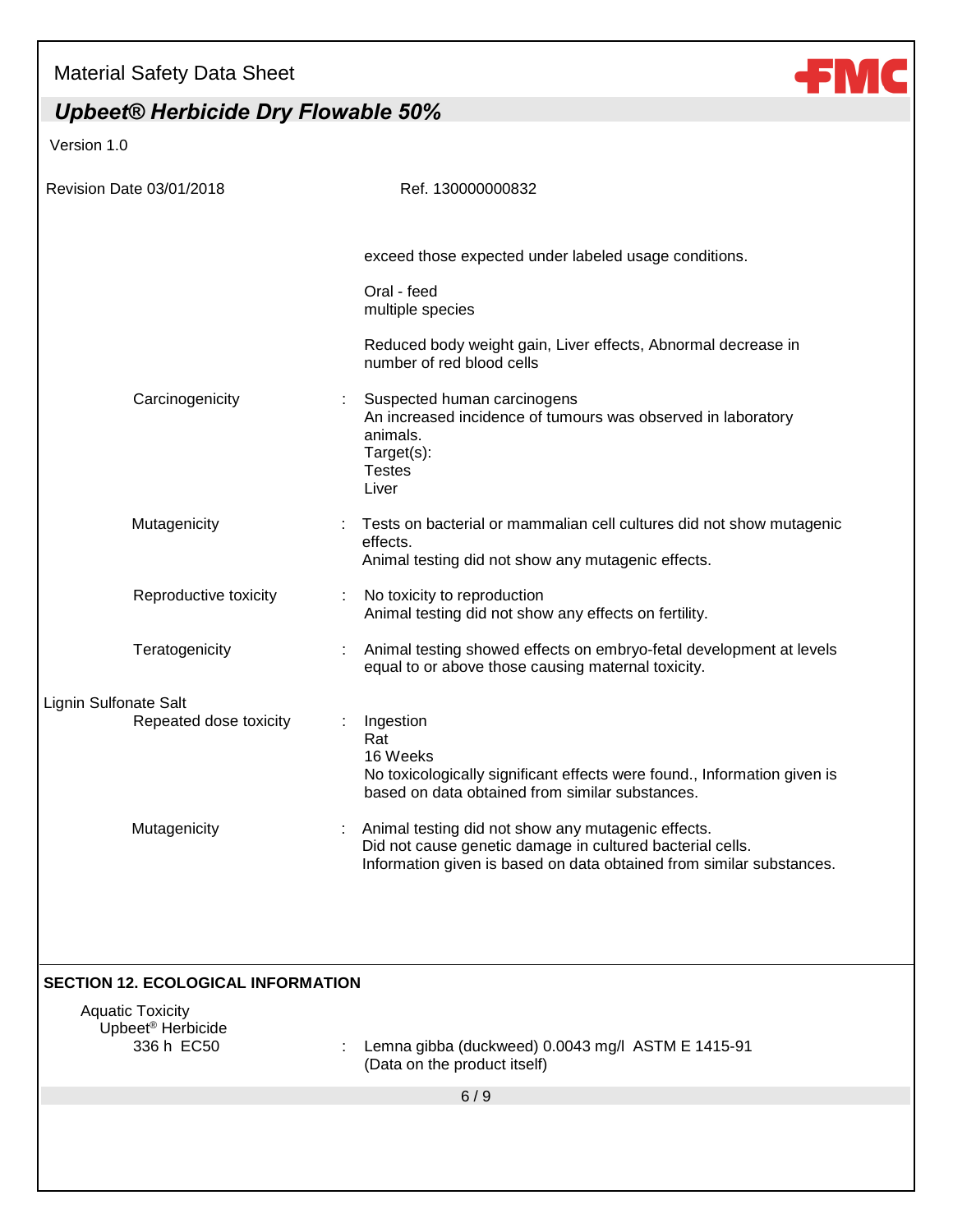exceed those expected under labeled usage conditions.

Oral - feed
multiple species

Reduced body weight gain, Liver effects, Abnormal decrease in number of red blood cells

| | | |
|---|---|---|
| Carcinogenicity | : | Suspected human carcinogens<br>An increased incidence of tumours was observed in laboratory animals.<br>Target(s):<br>Testes<br>Liver |
| Mutagenicity | : | Tests on bacterial or mammalian cell cultures did not show mutagenic effects.<br>Animal testing did not show any mutagenic effects. |
| Reproductive toxicity | : | No toxicity to reproduction<br>Animal testing did not show any effects on fertility. |
| Teratogenicity | : | Animal testing showed effects on embryo-fetal development at levels equal to or above those causing maternal toxicity. |

Lignin Sulfonate Salt

| | | |
|---|---|---|
| Repeated dose toxicity | : | Ingestion<br>Rat<br>16 Weeks<br>No toxicologically significant effects were found., Information given is based on data obtained from similar substances. |
| Mutagenicity | : | Animal testing did not show any mutagenic effects.<br>Did not cause genetic damage in cultured bacterial cells.<br>Information given is based on data obtained from similar substances. |

## SECTION 12. ECOLOGICAL INFORMATION

Aquatic Toxicity

Upbeet® Herbicide

| | | |
|---|---|---|
| 336 h EC50 | : | Lemna gibba (duckweed) 0.0043 mg/l ASTM E 1415-91<br>(Data on the product itself) |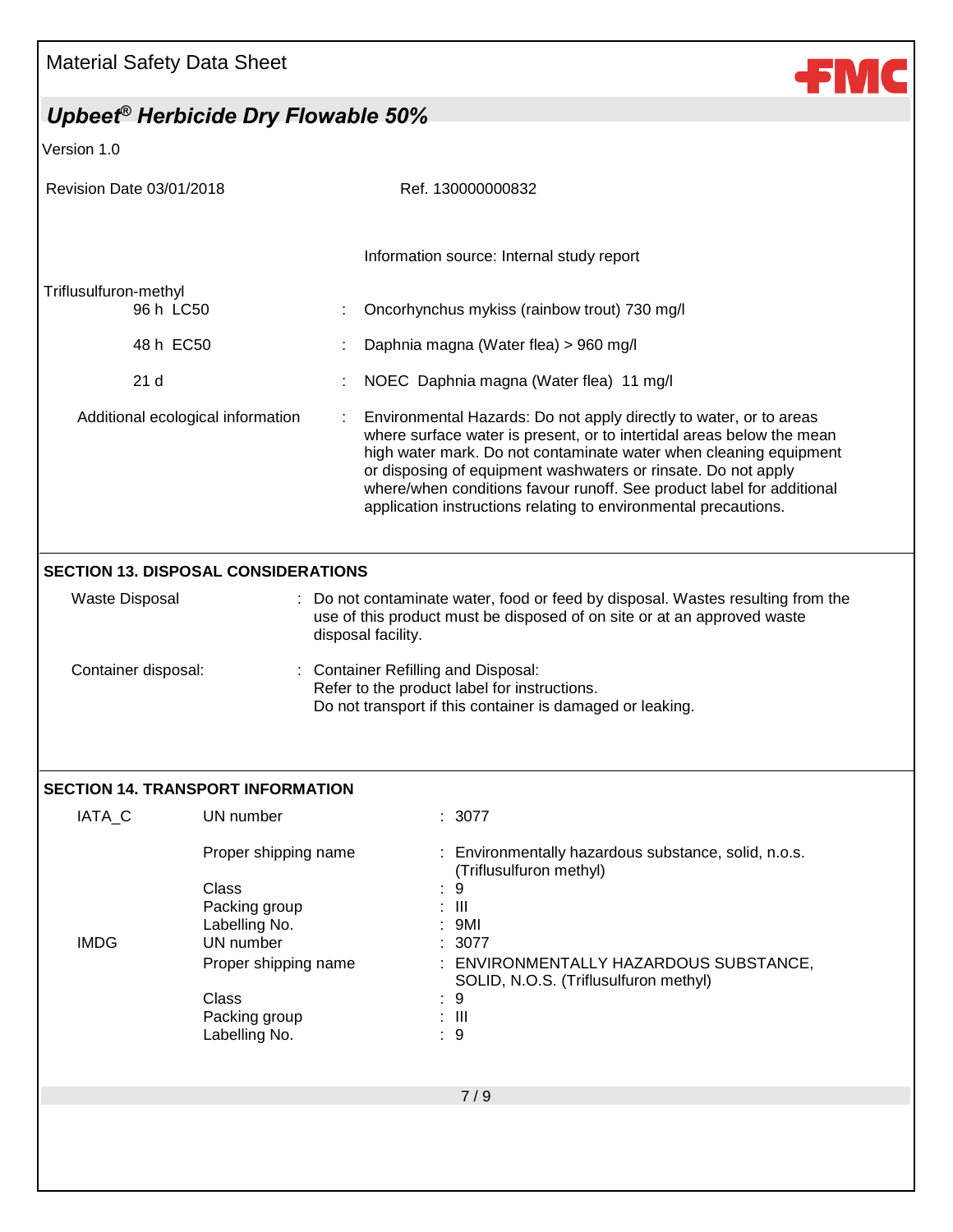Information source: Internal study report

Triflusulfuron-methyl

| | | |
|---|---|---|
| 96 h LC50 | : | Oncorhynchus mykiss (rainbow trout) 730 mg/l |
| 48 h EC50 | : | Daphnia magna (Water flea) > 960 mg/l |
| 21 d | : | NOEC Daphnia magna (Water flea) 11 mg/l |
| Additional ecological information | : | Environmental Hazards: Do not apply directly to water, or to areas where surface water is present, or to intertidal areas below the mean high water mark. Do not contaminate water when cleaning equipment or disposing of equipment washwaters or rinsate. Do not apply where/when conditions favour runoff. See product label for additional application instructions relating to environmental precautions. |

## SECTION 13. DISPOSAL CONSIDERATIONS

| | | |
|---|---|---|
| Waste Disposal | : | Do not contaminate water, food or feed by disposal. Wastes resulting from the use of this product must be disposed of on site or at an approved waste disposal facility. |
| Container disposal: | : | Container Refilling and Disposal:<br>Refer to the product label for instructions.<br>Do not transport if this container is damaged or leaking. |

## SECTION 14. TRANSPORT INFORMATION

| | | | |
|---|---|---|---|
| IATA_C | UN number | : | 3077 |
| | Proper shipping name | : | Environmentally hazardous substance, solid, n.o.s. (Triflusulfuron methyl) |
| | Class | : | 9 |
| | Packing group | : | III |
| | Labelling No. | : | 9MI |
| IMDG | UN number | : | 3077 |
| | Proper shipping name | : | ENVIRONMENTALLY HAZARDOUS SUBSTANCE, SOLID, N.O.S. (Triflusulfuron methyl) |
| | Class | : | 9 |
| | Packing group | : | III |
| | Labelling No. | : | 9 |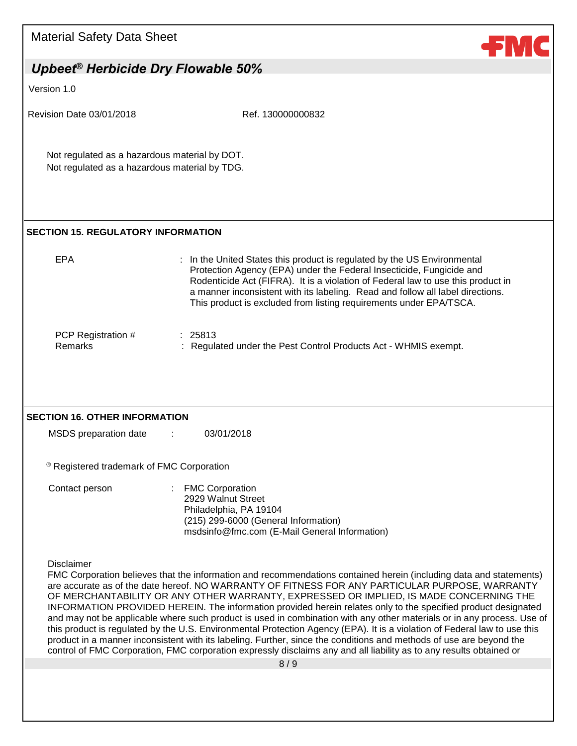Not regulated as a hazardous material by DOT.
Not regulated as a hazardous material by TDG.

## SECTION 15. REGULATORY INFORMATION

EPA : In the United States this product is regulated by the US Environmental Protection Agency (EPA) under the Federal Insecticide, Fungicide and Rodenticide Act (FIFRA). It is a violation of Federal law to use this product in a manner inconsistent with its labeling. Read and follow all label directions. This product is excluded from listing requirements under EPA/TSCA.

PCP Registration # : 25813
Remarks : Regulated under the Pest Control Products Act - WHMIS exempt.

## SECTION 16. OTHER INFORMATION

MSDS preparation date : 03/01/2018

® Registered trademark of FMC Corporation

Contact person : FMC Corporation
2929 Walnut Street
Philadelphia, PA 19104
(215) 299-6000 (General Information)
msdsinfo@fmc.com (E-Mail General Information)

Disclaimer
FMC Corporation believes that the information and recommendations contained herein (including data and statements) are accurate as of the date hereof. NO WARRANTY OF FITNESS FOR ANY PARTICULAR PURPOSE, WARRANTY OF MERCHANTABILITY OR ANY OTHER WARRANTY, EXPRESSED OR IMPLIED, IS MADE CONCERNING THE INFORMATION PROVIDED HEREIN. The information provided herein relates only to the specified product designated and may not be applicable where such product is used in combination with any other materials or in any process. Use of this product is regulated by the U.S. Environmental Protection Agency (EPA). It is a violation of Federal law to use this product in a manner inconsistent with its labeling. Further, since the conditions and methods of use are beyond the control of FMC Corporation, FMC corporation expressly disclaims any and all liability as to any results obtained or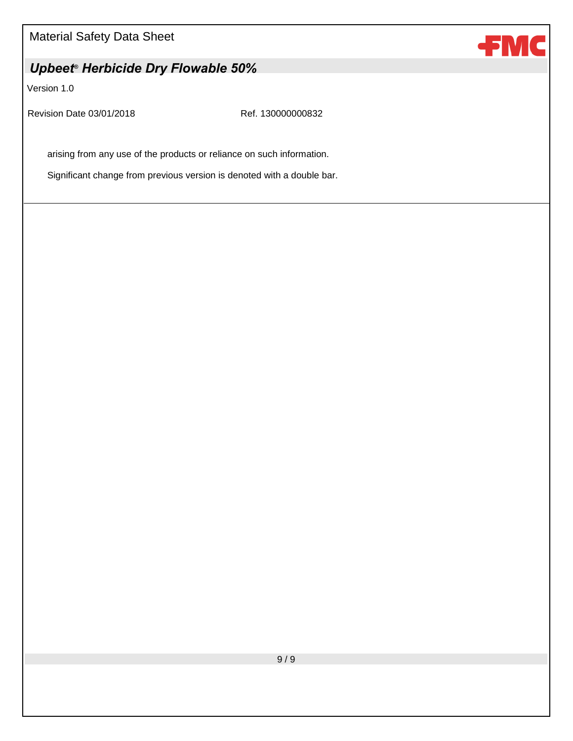arising from any use of the products or reliance on such information.

Significant change from previous version is denoted with a double bar.